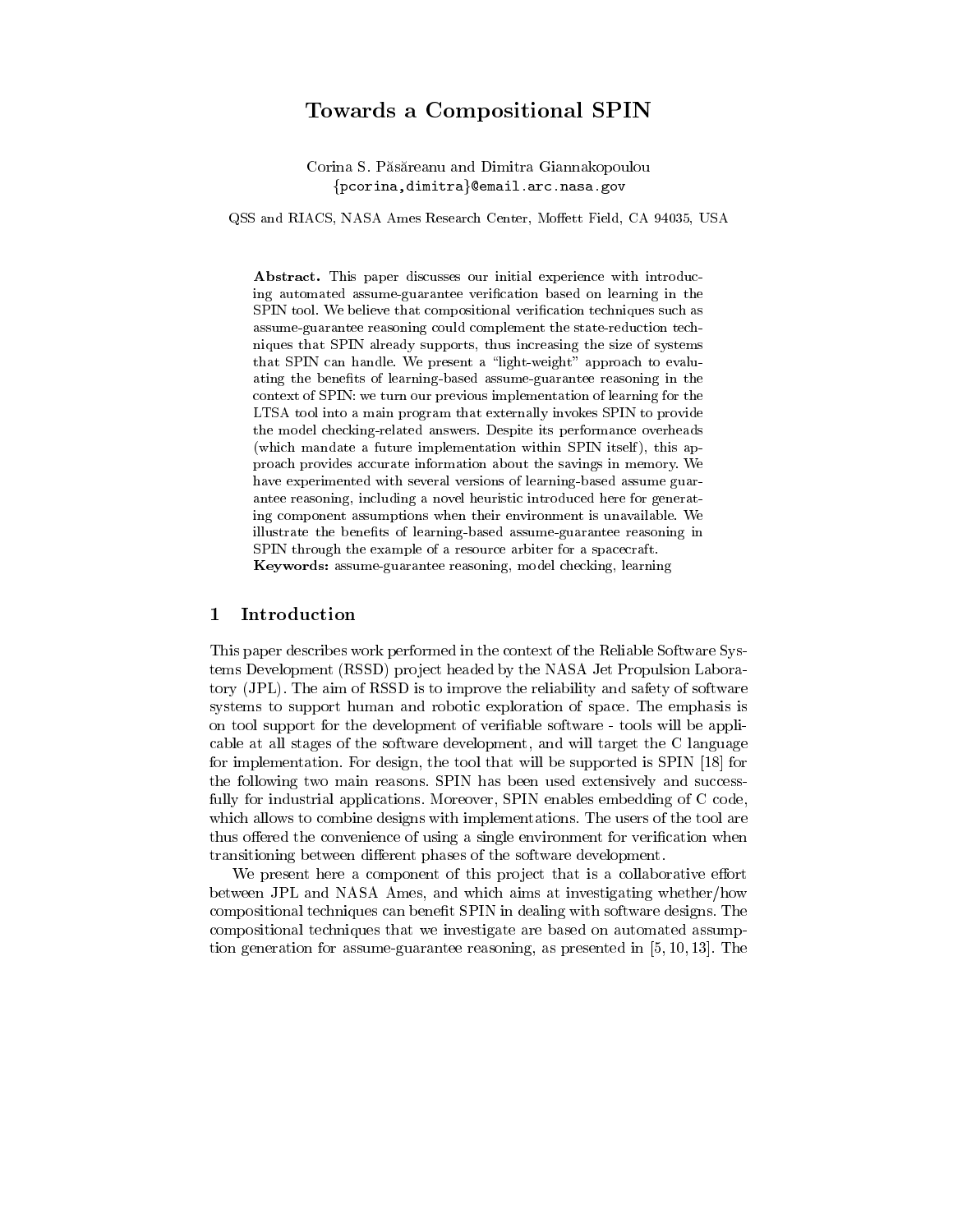# Towards a Compositional SPIN

Corina S. Păsăreanu and Dimitra Giannakopoulou
{pcorina,dimitra}@email.arc.nasa.gov

QSS and RIACS, NASA Ames Research Center, Moffett Field, CA 94035, USA

**Abstract.** This paper discusses our initial experience with introducing automated assume-guarantee verification based on learning in the SPIN tool. We believe that compositional verification techniques such as assume-guarantee reasoning could complement the state-reduction techniques that SPIN already supports, thus increasing the size of systems that SPIN can handle. We present a "light-weight" approach to evaluating the benefits of learning-based assume-guarantee reasoning in the context of SPIN: we turn our previous implementation of learning for the LTSA tool into a main program that externally invokes SPIN to provide the model checking-related answers. Despite its performance overheads (which mandate a future implementation within SPIN itself), this approach provides accurate information about the savings in memory. We have experimented with several versions of learning-based assume guarantee reasoning, including a novel heuristic introduced here for generating component assumptions when their environment is unavailable. We illustrate the benefits of learning-based assume-guarantee reasoning in SPIN through the example of a resource arbiter for a spacecraft.
**Keywords:** assume-guarantee reasoning, model checking, learning

## 1 Introduction

This paper describes work performed in the context of the Reliable Software Systems Development (RSSD) project headed by the NASA Jet Propulsion Laboratory (JPL). The aim of RSSD is to improve the reliability and safety of software systems to support human and robotic exploration of space. The emphasis is on tool support for the development of verifiable software - tools will be applicable at all stages of the software development, and will target the C language for implementation. For design, the tool that will be supported is SPIN [18] for the following two main reasons. SPIN has been used extensively and successfully for industrial applications. Moreover, SPIN enables embedding of C code, which allows to combine designs with implementations. The users of the tool are thus offered the convenience of using a single environment for verification when transitioning between different phases of the software development.

We present here a component of this project that is a collaborative effort between JPL and NASA Ames, and which aims at investigating whether/how compositional techniques can benefit SPIN in dealing with software designs. The compositional techniques that we investigate are based on automated assumption generation for assume-guarantee reasoning, as presented in [5, 10, 13]. The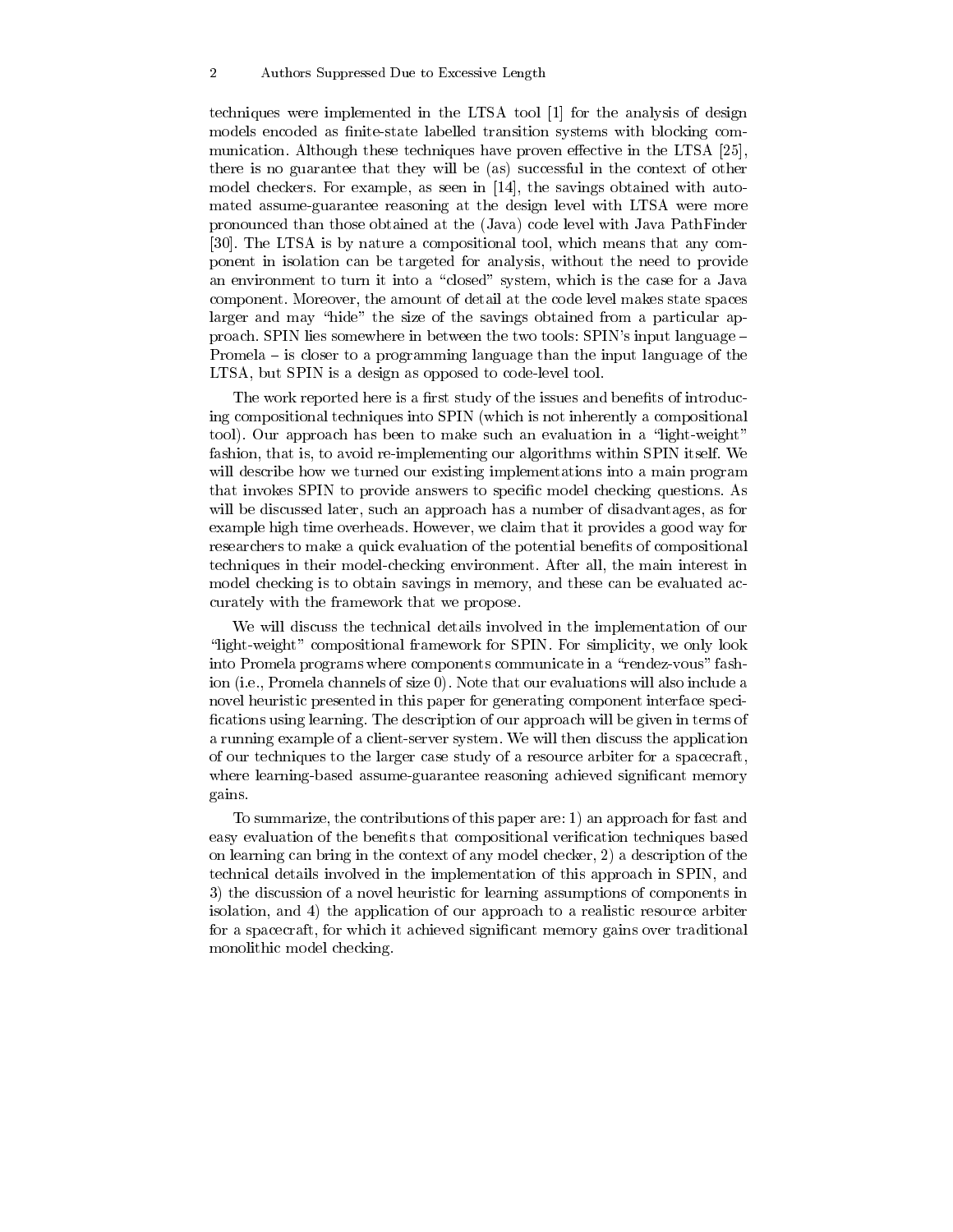techniques were implemented in the LTSA tool [1] for the analysis of design models encoded as finite-state labelled transition systems with blocking communication. Although these techniques have proven effective in the LTSA [25], there is no guarantee that they will be (as) successful in the context of other model checkers. For example, as seen in [14], the savings obtained with automated assume-guarantee reasoning at the design level with LTSA were more pronounced than those obtained at the (Java) code level with Java PathFinder [30]. The LTSA is by nature a compositional tool, which means that any component in isolation can be targeted for analysis, without the need to provide an environment to turn it into a "closed" system, which is the case for a Java component. Moreover, the amount of detail at the code level makes state spaces larger and may "hide" the size of the savings obtained from a particular approach. SPIN lies somewhere in between the two tools: SPIN's input language – Promela – is closer to a programming language than the input language of the LTSA, but SPIN is a design as opposed to code-level tool.

The work reported here is a first study of the issues and benefits of introducing compositional techniques into SPIN (which is not inherently a compositional tool). Our approach has been to make such an evaluation in a "light-weight" fashion, that is, to avoid re-implementing our algorithms within SPIN itself. We will describe how we turned our existing implementations into a main program that invokes SPIN to provide answers to specific model checking questions. As will be discussed later, such an approach has a number of disadvantages, as for example high time overheads. However, we claim that it provides a good way for researchers to make a quick evaluation of the potential benefits of compositional techniques in their model-checking environment. After all, the main interest in model checking is to obtain savings in memory, and these can be evaluated accurately with the framework that we propose.

We will discuss the technical details involved in the implementation of our "light-weight" compositional framework for SPIN. For simplicity, we only look into Promela programs where components communicate in a "rendez-vous" fashion (i.e., Promela channels of size 0). Note that our evaluations will also include a novel heuristic presented in this paper for generating component interface specifications using learning. The description of our approach will be given in terms of a running example of a client-server system. We will then discuss the application of our techniques to the larger case study of a resource arbiter for a spacecraft, where learning-based assume-guarantee reasoning achieved significant memory gains.

To summarize, the contributions of this paper are: 1) an approach for fast and easy evaluation of the benefits that compositional verification techniques based on learning can bring in the context of any model checker, 2) a description of the technical details involved in the implementation of this approach in SPIN, and 3) the discussion of a novel heuristic for learning assumptions of components in isolation, and 4) the application of our approach to a realistic resource arbiter for a spacecraft, for which it achieved significant memory gains over traditional monolithic model checking.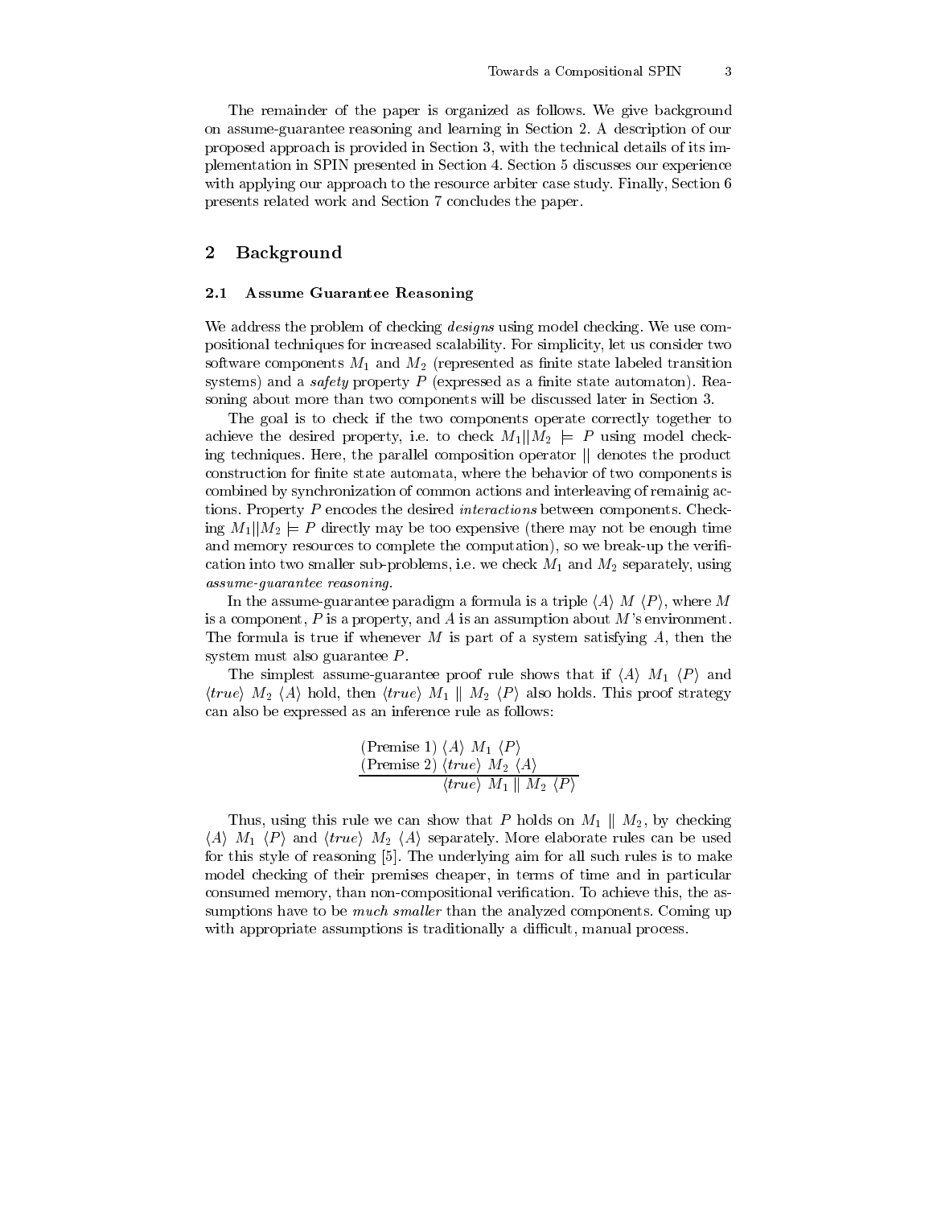The remainder of the paper is organized as follows. We give background on assume-guarantee reasoning and learning in Section 2. A description of our proposed approach is provided in Section 3, with the technical details of its implementation in SPIN presented in Section 4. Section 5 discusses our experience with applying our approach to the resource arbiter case study. Finally, Section 6 presents related work and Section 7 concludes the paper.

## 2 Background

### 2.1 Assume Guarantee Reasoning

We address the problem of checking *designs* using model checking. We use compositional techniques for increased scalability. For simplicity, let us consider two software components $M_1$ and $M_2$ (represented as finite state labeled transition systems) and a *safety* property $P$ (expressed as a finite state automaton). Reasoning about more than two components will be discussed later in Section 3.

The goal is to check if the two components operate correctly together to achieve the desired property, i.e. to check $M_1 || M_2 \models P$ using model checking techniques. Here, the parallel composition operator $||$ denotes the product construction for finite state automata, where the behavior of two components is combined by synchronization of common actions and interleaving of remainig actions. Property $P$ encodes the desired *interactions* between components. Checking $M_1 || M_2 \models P$ directly may be too expensive (there may not be enough time and memory resources to complete the computation), so we break-up the verification into two smaller sub-problems, i.e. we check $M_1$ and $M_2$ separately, using *assume-guarantee reasoning*.

In the assume-guarantee paradigm a formula is a triple $\langle A \rangle\ M\ \langle P \rangle$, where $M$ is a component, $P$ is a property, and $A$ is an assumption about $M$'s environment. The formula is true if whenever $M$ is part of a system satisfying $A$, then the system must also guarantee $P$.

The simplest assume-guarantee proof rule shows that if $\langle A \rangle\ M_1\ \langle P \rangle$ and $\langle true \rangle\ M_2\ \langle A \rangle$ hold, then $\langle true \rangle\ M_1 \parallel M_2\ \langle P \rangle$ also holds. This proof strategy can also be expressed as an inference rule as follows:

$$\frac{\begin{array}{l}\text{(Premise 1) } \langle A \rangle\ M_1\ \langle P \rangle \\ \text{(Premise 2) } \langle true \rangle\ M_2\ \langle A \rangle\end{array}}{\langle true \rangle\ M_1 \parallel M_2\ \langle P \rangle}$$

Thus, using this rule we can show that $P$ holds on $M_1 \parallel M_2$, by checking $\langle A \rangle\ M_1\ \langle P \rangle$ and $\langle true \rangle\ M_2\ \langle A \rangle$ separately. More elaborate rules can be used for this style of reasoning [5]. The underlying aim for all such rules is to make model checking of their premises cheaper, in terms of time and in particular consumed memory, than non-compositional verification. To achieve this, the assumptions have to be *much smaller* than the analyzed components. Coming up with appropriate assumptions is traditionally a difficult, manual process.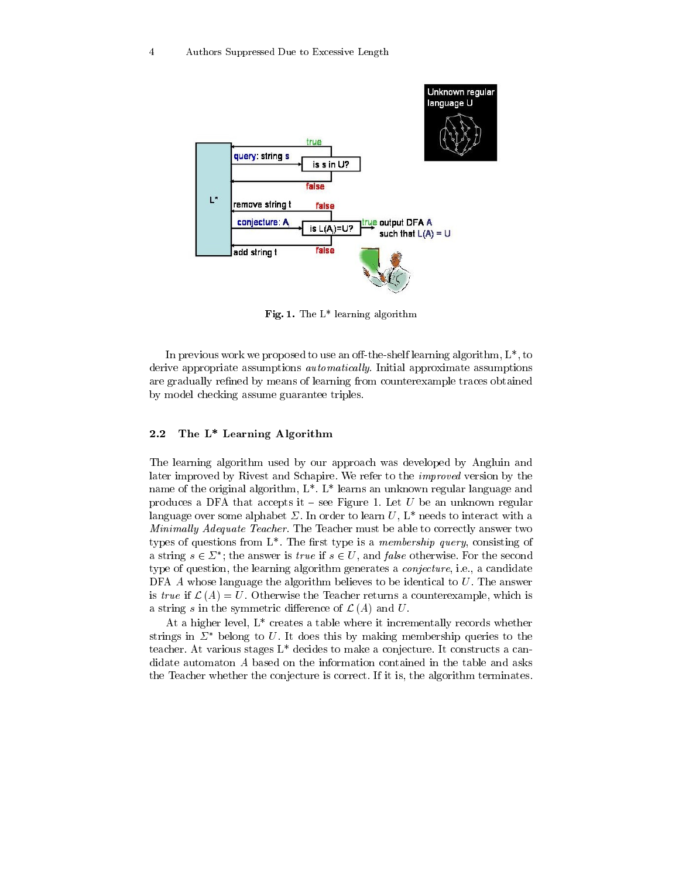Fig. 1. The L* learning algorithm

In previous work we proposed to use an off-the-shelf learning algorithm, L*, to derive appropriate assumptions *automatically*. Initial approximate assumptions are gradually refined by means of learning from counterexample traces obtained by model checking assume guarantee triples.

### 2.2 The L* Learning Algorithm

The learning algorithm used by our approach was developed by Angluin and later improved by Rivest and Schapire. We refer to the *improved* version by the name of the original algorithm, L*. L* learns an unknown regular language and produces a DFA that accepts it – see Figure 1. Let $U$ be an unknown regular language over some alphabet $\Sigma$. In order to learn $U$, L* needs to interact with a *Minimally Adequate Teacher*. The Teacher must be able to correctly answer two types of questions from L*. The first type is a *membership query*, consisting of a string $s \in \Sigma^*$; the answer is *true* if $s \in U$, and *false* otherwise. For the second type of question, the learning algorithm generates a *conjecture*, i.e., a candidate DFA $A$ whose language the algorithm believes to be identical to $U$. The answer is *true* if $\mathcal{L}(A) = U$. Otherwise the Teacher returns a counterexample, which is a string $s$ in the symmetric difference of $\mathcal{L}(A)$ and $U$.

At a higher level, L* creates a table where it incrementally records whether strings in $\Sigma^*$ belong to $U$. It does this by making membership queries to the teacher. At various stages L* decides to make a conjecture. It constructs a candidate automaton $A$ based on the information contained in the table and asks the Teacher whether the conjecture is correct. If it is, the algorithm terminates.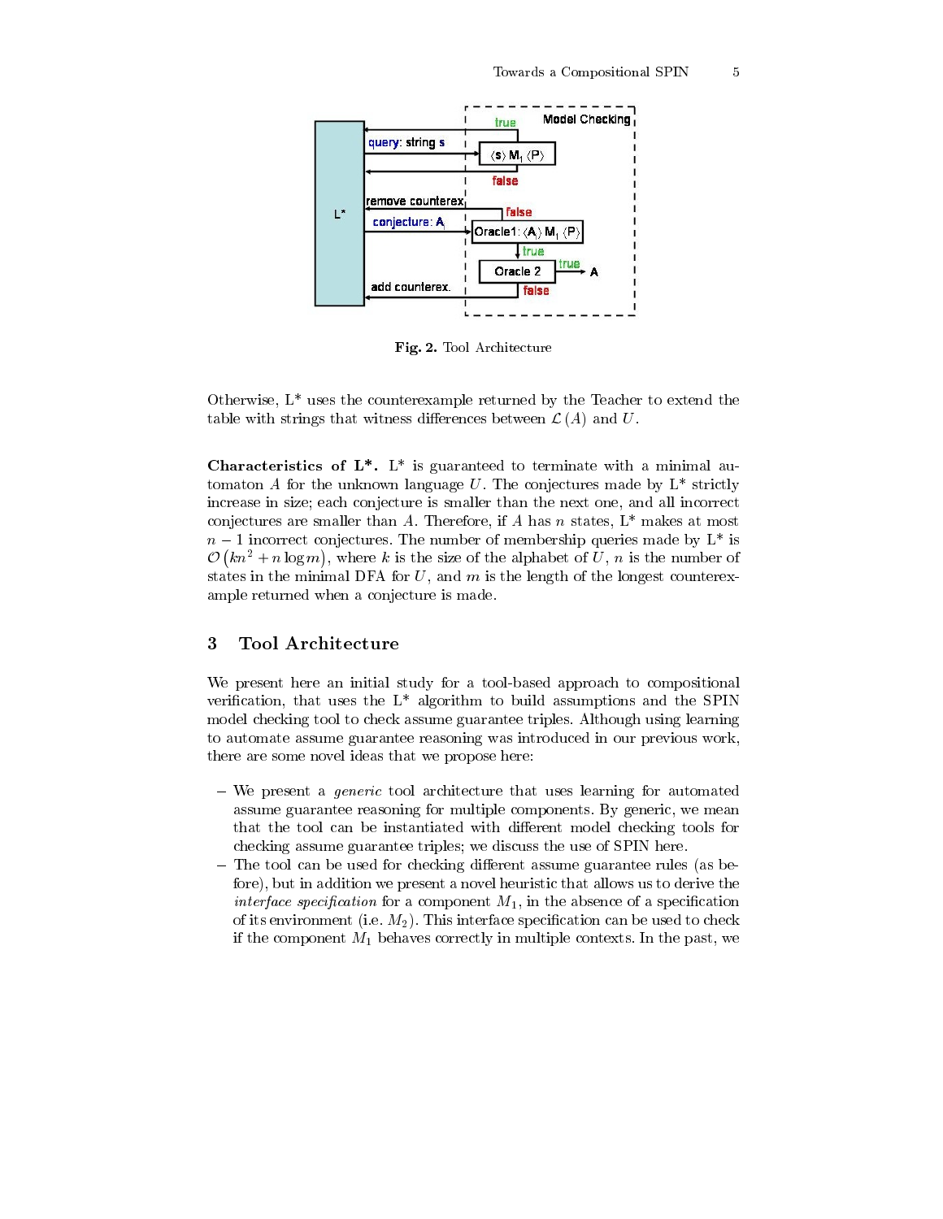**Fig. 2.** Tool Architecture

Otherwise, L* uses the counterexample returned by the Teacher to extend the table with strings that witness differences between $\mathcal{L}(A)$ and $U$.

**Characteristics of L*.** L* is guaranteed to terminate with a minimal automaton $A$ for the unknown language $U$. The conjectures made by L* strictly increase in size; each conjecture is smaller than the next one, and all incorrect conjectures are smaller than $A$. Therefore, if $A$ has $n$ states, L* makes at most $n-1$ incorrect conjectures. The number of membership queries made by L* is $\mathcal{O}\left(kn^2 + n\log m\right)$, where $k$ is the size of the alphabet of $U$, $n$ is the number of states in the minimal DFA for $U$, and $m$ is the length of the longest counterexample returned when a conjecture is made.

## 3 Tool Architecture

We present here an initial study for a tool-based approach to compositional verification, that uses the L* algorithm to build assumptions and the SPIN model checking tool to check assume guarantee triples. Although using learning to automate assume guarantee reasoning was introduced in our previous work, there are some novel ideas that we propose here:

- We present a *generic* tool architecture that uses learning for automated assume guarantee reasoning for multiple components. By generic, we mean that the tool can be instantiated with different model checking tools for checking assume guarantee triples; we discuss the use of SPIN here.
- The tool can be used for checking different assume guarantee rules (as before), but in addition we present a novel heuristic that allows us to derive the *interface specification* for a component $M_1$, in the absence of a specification of its environment (i.e. $M_2$). This interface specification can be used to check if the component $M_1$ behaves correctly in multiple contexts. In the past, we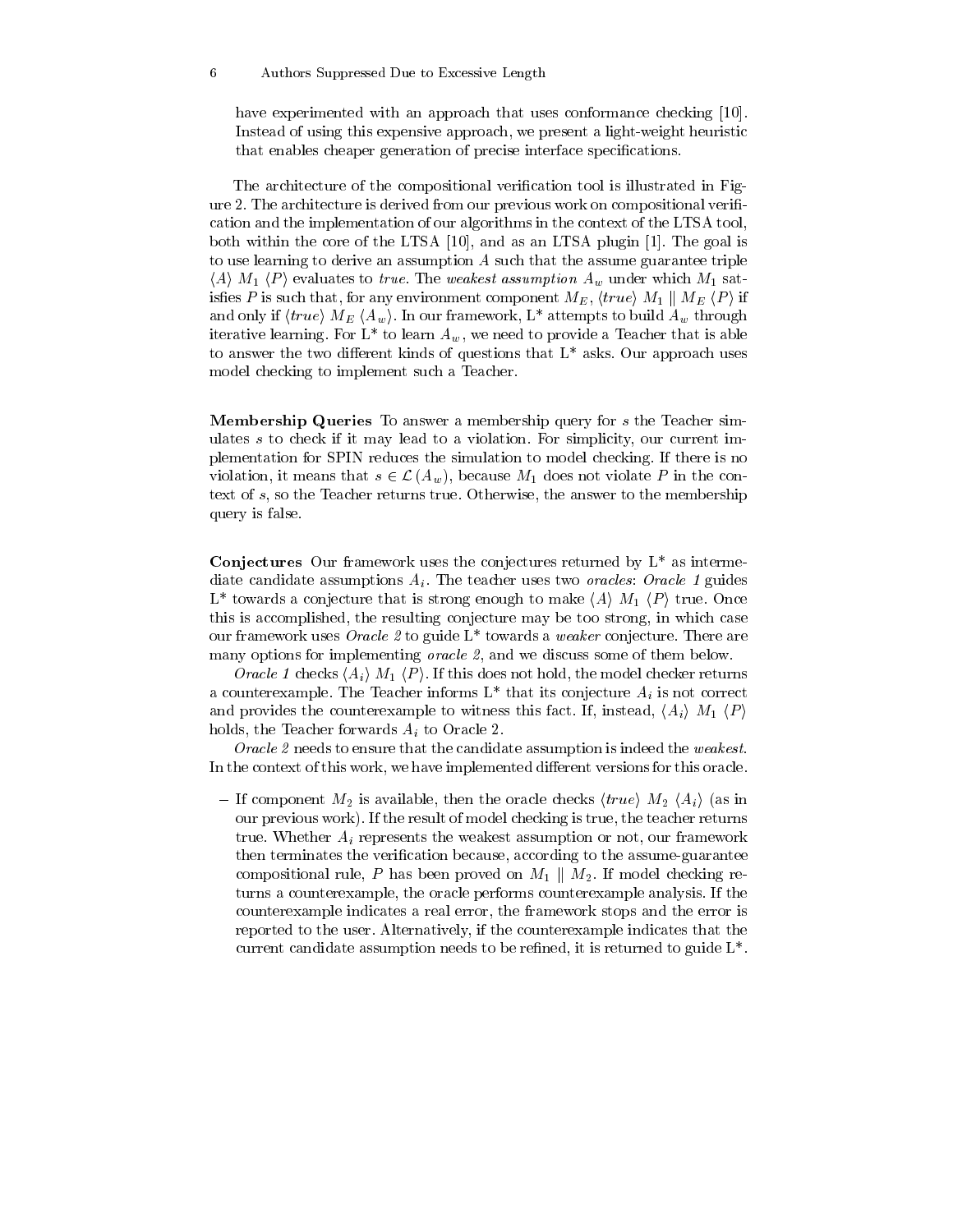have experimented with an approach that uses conformance checking [10]. Instead of using this expensive approach, we present a light-weight heuristic that enables cheaper generation of precise interface specifications.

The architecture of the compositional verification tool is illustrated in Figure 2. The architecture is derived from our previous work on compositional verification and the implementation of our algorithms in the context of the LTSA tool, both within the core of the LTSA [10], and as an LTSA plugin [1]. The goal is to use learning to derive an assumption $A$ such that the assume guarantee triple $\langle A \rangle\ M_1\ \langle P \rangle$ evaluates to *true*. The *weakest assumption* $A_w$ under which $M_1$ satisfies $P$ is such that, for any environment component $M_E$, $\langle true \rangle\ M_1 \parallel M_E\ \langle P \rangle$ if and only if $\langle true \rangle\ M_E\ \langle A_w \rangle$. In our framework, L* attempts to build $A_w$ through iterative learning. For L* to learn $A_w$, we need to provide a Teacher that is able to answer the two different kinds of questions that L* asks. Our approach uses model checking to implement such a Teacher.

**Membership Queries** To answer a membership query for $s$ the Teacher simulates $s$ to check if it may lead to a violation. For simplicity, our current implementation for SPIN reduces the simulation to model checking. If there is no violation, it means that $s \in \mathcal{L}(A_w)$, because $M_1$ does not violate $P$ in the context of $s$, so the Teacher returns true. Otherwise, the answer to the membership query is false.

**Conjectures** Our framework uses the conjectures returned by L* as intermediate candidate assumptions $A_i$. The teacher uses two *oracles*: *Oracle 1* guides L* towards a conjecture that is strong enough to make $\langle A \rangle\ M_1\ \langle P \rangle$ true. Once this is accomplished, the resulting conjecture may be too strong, in which case our framework uses *Oracle 2* to guide L* towards a *weaker* conjecture. There are many options for implementing *oracle 2*, and we discuss some of them below.

*Oracle 1* checks $\langle A_i \rangle\ M_1\ \langle P \rangle$. If this does not hold, the model checker returns a counterexample. The Teacher informs L* that its conjecture $A_i$ is not correct and provides the counterexample to witness this fact. If, instead, $\langle A_i \rangle\ M_1\ \langle P \rangle$ holds, the Teacher forwards $A_i$ to Oracle 2.

*Oracle 2* needs to ensure that the candidate assumption is indeed the *weakest*. In the context of this work, we have implemented different versions for this oracle.

- If component $M_2$ is available, then the oracle checks $\langle true \rangle\ M_2\ \langle A_i \rangle$ (as in our previous work). If the result of model checking is true, the teacher returns true. Whether $A_i$ represents the weakest assumption or not, our framework then terminates the verification because, according to the assume-guarantee compositional rule, $P$ has been proved on $M_1 \parallel M_2$. If model checking returns a counterexample, the oracle performs counterexample analysis. If the counterexample indicates a real error, the framework stops and the error is reported to the user. Alternatively, if the counterexample indicates that the current candidate assumption needs to be refined, it is returned to guide L*.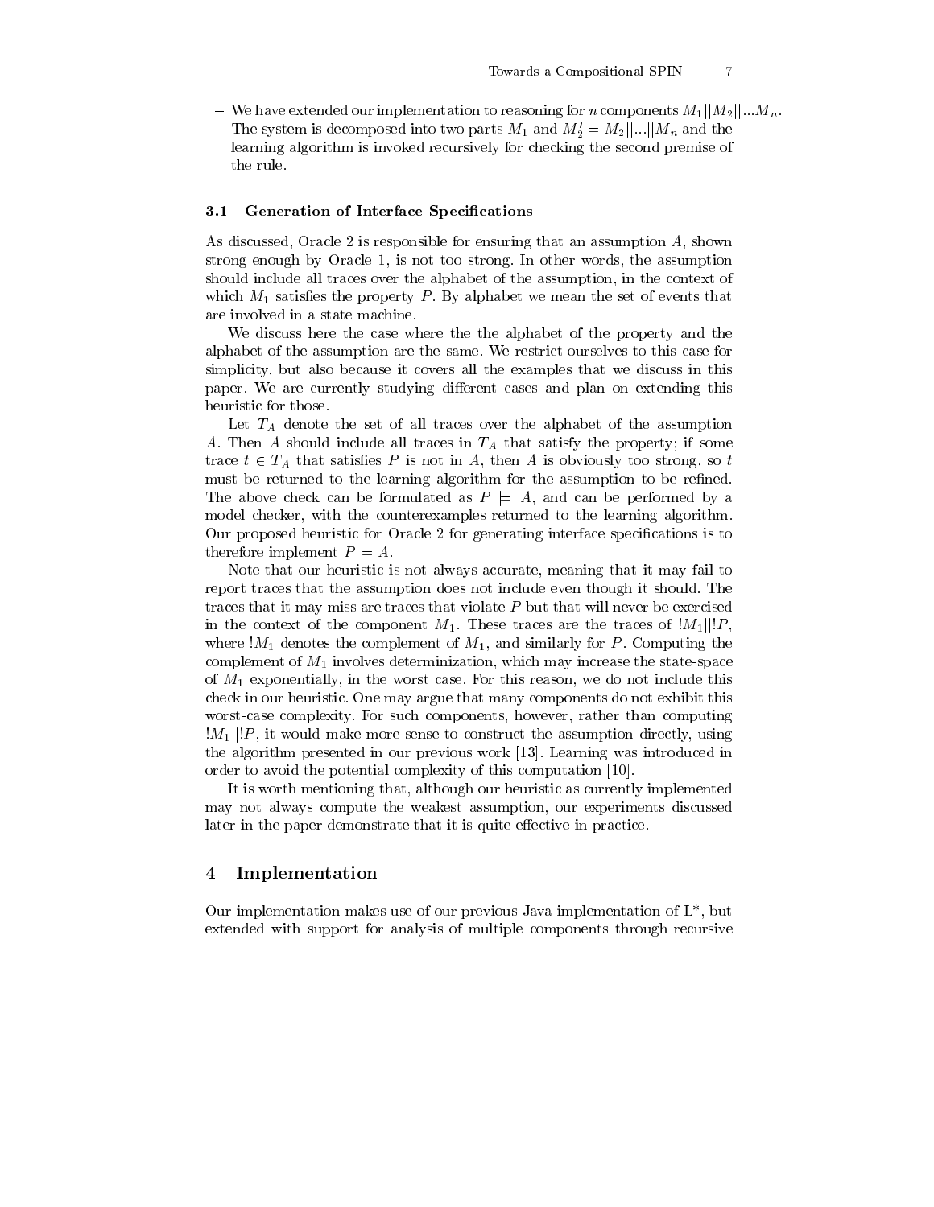- We have extended our implementation to reasoning for $n$ components $M_1||M_2||...M_n$. The system is decomposed into two parts $M_1$ and $M'_2 = M_2||...||M_n$ and the learning algorithm is invoked recursively for checking the second premise of the rule.

### 3.1 Generation of Interface Specifications

As discussed, Oracle 2 is responsible for ensuring that an assumption $A$, shown strong enough by Oracle 1, is not too strong. In other words, the assumption should include all traces over the alphabet of the assumption, in the context of which $M_1$ satisfies the property $P$. By alphabet we mean the set of events that are involved in a state machine.

We discuss here the case where the the alphabet of the property and the alphabet of the assumption are the same. We restrict ourselves to this case for simplicity, but also because it covers all the examples that we discuss in this paper. We are currently studying different cases and plan on extending this heuristic for those.

Let $T_A$ denote the set of all traces over the alphabet of the assumption $A$. Then $A$ should include all traces in $T_A$ that satisfy the property; if some trace $t \in T_A$ that satisfies $P$ is not in $A$, then $A$ is obviously too strong, so $t$ must be returned to the learning algorithm for the assumption to be refined. The above check can be formulated as $P \models A$, and can be performed by a model checker, with the counterexamples returned to the learning algorithm. Our proposed heuristic for Oracle 2 for generating interface specifications is to therefore implement $P \models A$.

Note that our heuristic is not always accurate, meaning that it may fail to report traces that the assumption does not include even though it should. The traces that it may miss are traces that violate $P$ but that will never be exercised in the context of the component $M_1$. These traces are the traces of $!M_1||!P$, where $!M_1$ denotes the complement of $M_1$, and similarly for $P$. Computing the complement of $M_1$ involves determinization, which may increase the state-space of $M_1$ exponentially, in the worst case. For this reason, we do not include this check in our heuristic. One may argue that many components do not exhibit this worst-case complexity. For such components, however, rather than computing $!M_1||!P$, it would make more sense to construct the assumption directly, using the algorithm presented in our previous work [13]. Learning was introduced in order to avoid the potential complexity of this computation [10].

It is worth mentioning that, although our heuristic as currently implemented may not always compute the weakest assumption, our experiments discussed later in the paper demonstrate that it is quite effective in practice.

## 4 Implementation

Our implementation makes use of our previous Java implementation of L*, but extended with support for analysis of multiple components through recursive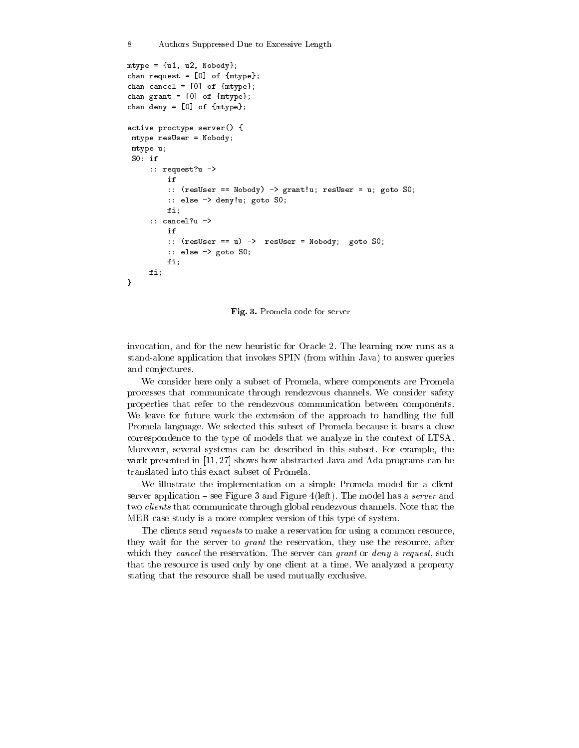```
mtype = {u1, u2, Nobody};
chan request = [0] of {mtype};
chan cancel = [0] of {mtype};
chan grant = [0] of {mtype};
chan deny = [0] of {mtype};

active proctype server() {
 mtype resUser = Nobody;
 mtype u;
 S0: if
     :: request?u ->
         if
         :: (resUser == Nobody) -> grant!u; resUser = u; goto S0;
         :: else -> deny!u; goto S0;
         fi;
     :: cancel?u ->
         if
         :: (resUser == u) ->  resUser = Nobody;  goto S0;
         :: else -> goto S0;
         fi;
     fi;
}
```

**Fig. 3.** Promela code for server

invocation, and for the new heuristic for Oracle 2. The learning now runs as a stand-alone application that invokes SPIN (from within Java) to answer queries and conjectures.

We consider here only a subset of Promela, where components are Promela processes that communicate through rendezvous channels. We consider safety properties that refer to the rendezvous communication between components. We leave for future work the extension of the approach to handling the full Promela language. We selected this subset of Promela because it bears a close correspondence to the type of models that we analyze in the context of LTSA. Moreover, several systems can be described in this subset. For example, the work presented in [11, 27] shows how abstracted Java and Ada programs can be translated into this exact subset of Promela.

We illustrate the implementation on a simple Promela model for a client server application – see Figure 3 and Figure 4(left). The model has a *server* and two *clients* that communicate through global rendezvous channels. Note that the MER case study is a more complex version of this type of system.

The clients send *requests* to make a reservation for using a common resource, they wait for the server to *grant* the reservation, they use the resource, after which they *cancel* the reservation. The server can *grant* or *deny* a *request*, such that the resource is used only by one client at a time. We analyzed a property stating that the resource shall be used mutually exclusive.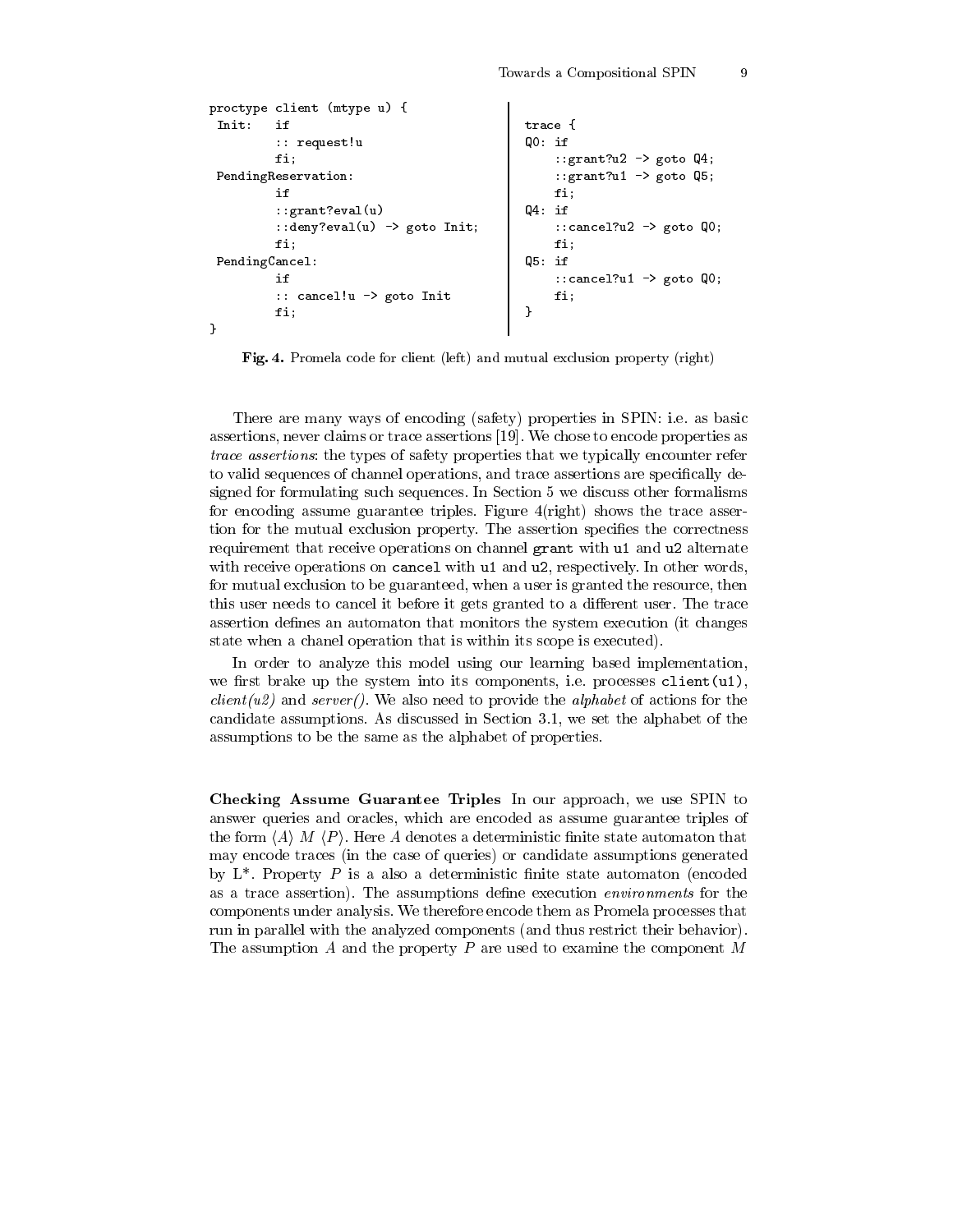```
proctype client (mtype u) {
 Init:   if
         :: request!u
         fi;
 PendingReservation:
         if
         ::grant?eval(u)
         ::deny?eval(u) -> goto Init;
         fi;
 PendingCancel:
         if
         :: cancel!u -> goto Init
         fi;
}
```

```
trace {
Q0: if
    ::grant?u2 -> goto Q4;
    ::grant?u1 -> goto Q5;
    fi;
Q4: if
    ::cancel?u2 -> goto Q0;
    fi;
Q5: if
    ::cancel?u1 -> goto Q0;
    fi;
}
```

**Fig. 4.** Promela code for client (left) and mutual exclusion property (right)

There are many ways of encoding (safety) properties in SPIN: i.e. as basic assertions, never claims or trace assertions [19]. We chose to encode properties as *trace assertions*: the types of safety properties that we typically encounter refer to valid sequences of channel operations, and trace assertions are specifically designed for formulating such sequences. In Section 5 we discuss other formalisms for encoding assume guarantee triples. Figure 4(right) shows the trace assertion for the mutual exclusion property. The assertion specifies the correctness requirement that receive operations on channel `grant` with `u1` and `u2` alternate with receive operations on `cancel` with `u1` and `u2`, respectively. In other words, for mutual exclusion to be guaranteed, when a user is granted the resource, then this user needs to cancel it before it gets granted to a different user. The trace assertion defines an automaton that monitors the system execution (it changes state when a chanel operation that is within its scope is executed).

In order to analyze this model using our learning based implementation, we first brake up the system into its components, i.e. processes `client(u1)`, *client(u2)* and *server()*. We also need to provide the *alphabet* of actions for the candidate assumptions. As discussed in Section 3.1, we set the alphabet of the assumptions to be the same as the alphabet of properties.

**Checking Assume Guarantee Triples** In our approach, we use SPIN to answer queries and oracles, which are encoded as assume guarantee triples of the form $\langle A \rangle\ M\ \langle P \rangle$. Here $A$ denotes a deterministic finite state automaton that may encode traces (in the case of queries) or candidate assumptions generated by L*. Property $P$ is a also a deterministic finite state automaton (encoded as a trace assertion). The assumptions define execution *environments* for the components under analysis. We therefore encode them as Promela processes that run in parallel with the analyzed components (and thus restrict their behavior). The assumption $A$ and the property $P$ are used to examine the component $M$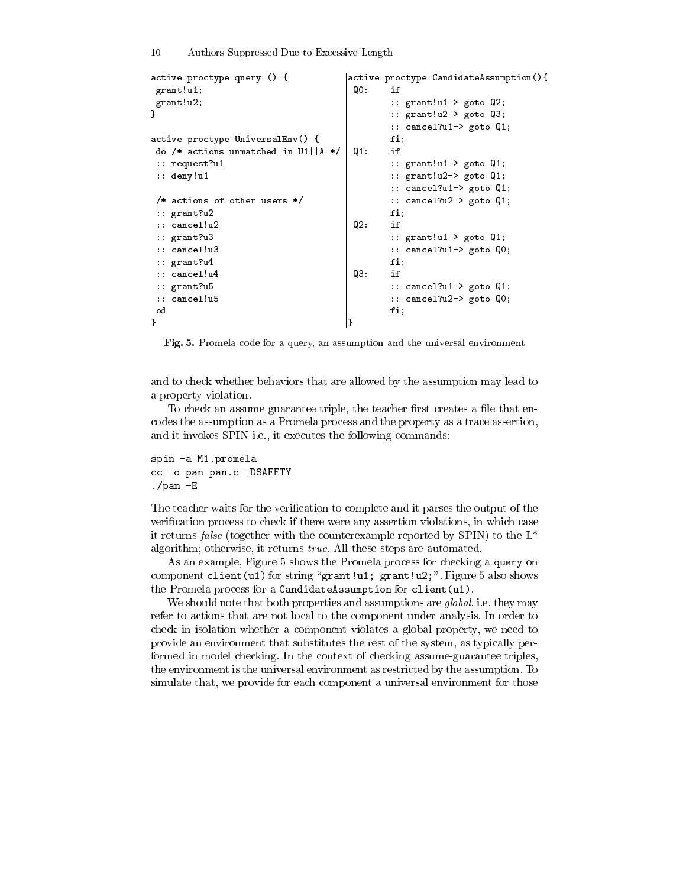```
active proctype query () {
 grant!u1;
 grant!u2;
}

active proctype UniversalEnv() {
 do /* actions unmatched in U1||A */
 :: request?u1
 :: deny!u1

 /* actions of other users */
 :: grant?u2
 :: cancel!u2
 :: grant?u3
 :: cancel!u3
 :: grant?u4
 :: cancel!u4
 :: grant?u5
 :: cancel!u5
 od
}
```

```
active proctype CandidateAssumption(){
 Q0:    if
        :: grant!u1-> goto Q2;
        :: grant!u2-> goto Q3;
        :: cancel?u1-> goto Q1;
        fi;
 Q1:    if
        :: grant!u1-> goto Q1;
        :: grant!u2-> goto Q1;
        :: cancel?u1-> goto Q1;
        :: cancel?u2-> goto Q1;
        fi;
 Q2:    if
        :: grant!u1-> goto Q1;
        :: cancel?u1-> goto Q0;
        fi;
 Q3:    if
        :: cancel?u1-> goto Q1;
        :: cancel?u2-> goto Q0;
        fi;
}
```

**Fig. 5.** Promela code for a query, an assumption and the universal environment

and to check whether behaviors that are allowed by the assumption may lead to a property violation.

To check an assume guarantee triple, the teacher first creates a file that encodes the assumption as a Promela process and the property as a trace assertion, and it invokes SPIN i.e., it executes the following commands:

```
spin -a M1.promela
cc -o pan pan.c -DSAFETY
./pan -E
```

The teacher waits for the verification to complete and it parses the output of the verification process to check if there were any assertion violations, in which case it returns *false* (together with the counterexample reported by SPIN) to the L* algorithm; otherwise, it returns *true*. All these steps are automated.

As an example, Figure 5 shows the Promela process for checking a `query` on component `client(u1)` for string "`grant!u1; grant!u2;`". Figure 5 also shows the Promela process for a `CandidateAssumption` for `client(u1)`.

We should note that both properties and assumptions are *global*, i.e. they may refer to actions that are not local to the component under analysis. In order to check in isolation whether a component violates a global property, we need to provide an environment that substitutes the rest of the system, as typically performed in model checking. In the context of checking assume-guarantee triples, the environment is the universal environment as restricted by the assumption. To simulate that, we provide for each component a universal environment for those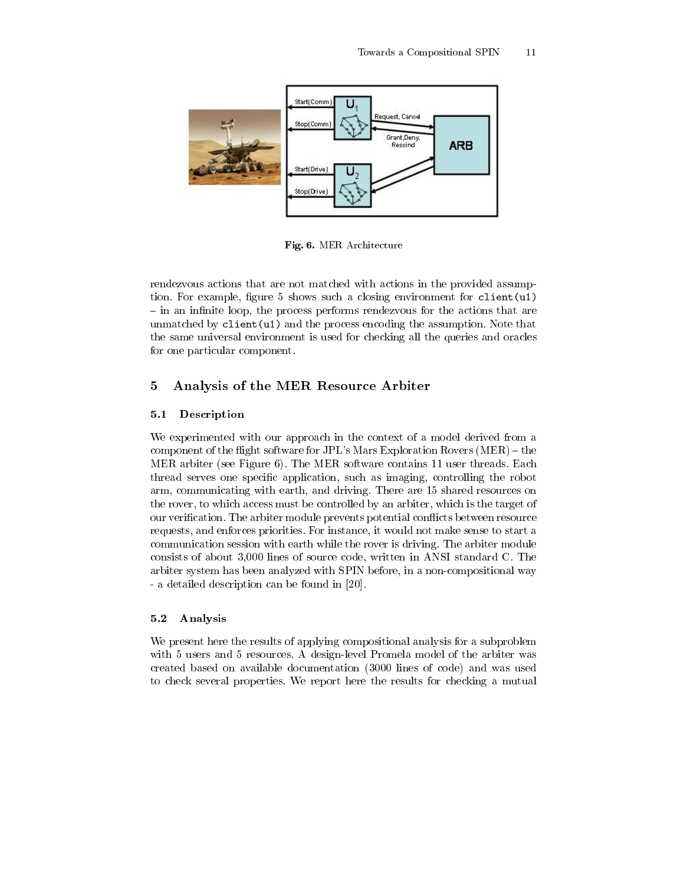Fig. 6. MER Architecture

rendezvous actions that are not matched with actions in the provided assumption. For example, figure 5 shows such a closing environment for `client(u1)` – in an infinite loop, the process performs rendezvous for the actions that are unmatched by `client(u1)` and the process encoding the assumption. Note that the same universal environment is used for checking all the queries and oracles for one particular component.

## 5 Analysis of the MER Resource Arbiter

### 5.1 Description

We experimented with our approach in the context of a model derived from a component of the flight software for JPL's Mars Exploration Rovers (MER) – the MER arbiter (see Figure 6). The MER software contains 11 user threads. Each thread serves one specific application, such as imaging, controlling the robot arm, communicating with earth, and driving. There are 15 shared resources on the rover, to which access must be controlled by an arbiter, which is the target of our verification. The arbiter module prevents potential conflicts between resource requests, and enforces priorities. For instance, it would not make sense to start a communication session with earth while the rover is driving. The arbiter module consists of about 3,000 lines of source code, written in ANSI standard C. The arbiter system has been analyzed with SPIN before, in a non-compositional way - a detailed description can be found in [20].

### 5.2 Analysis

We present here the results of applying compositional analysis for a subproblem with 5 users and 5 resources. A design-level Promela model of the arbiter was created based on available documentation (3000 lines of code) and was used to check several properties. We report here the results for checking a mutual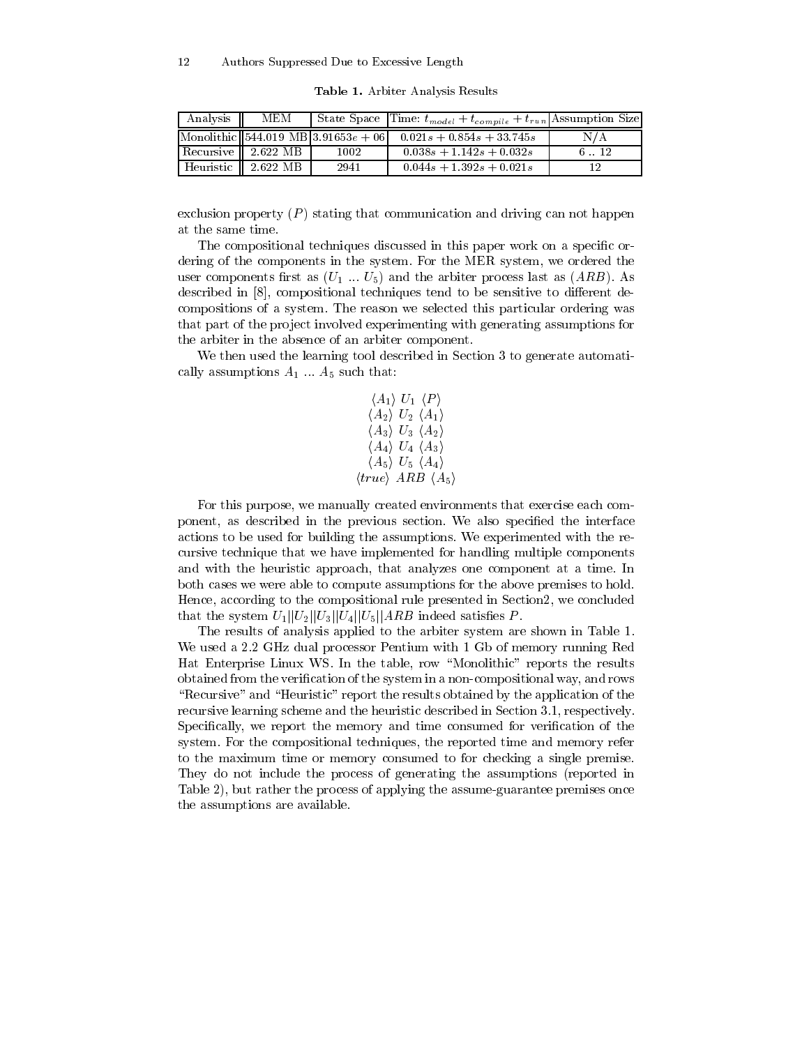**Table 1.** Arbiter Analysis Results

| Analysis | MEM | State Space | Time: $t_{model} + t_{compile} + t_{run}$ | Assumption Size |
|---|---|---|---|---|
| Monolithic | 544.019 MB | $3.91653e+06$ | $0.021s + 0.854s + 33.745s$ | N/A |
| Recursive | 2.622 MB | 1002 | $0.038s + 1.142s + 0.032s$ | 6 .. 12 |
| Heuristic | 2.622 MB | 2941 | $0.044s + 1.392s + 0.021s$ | 12 |

exclusion property ($P$) stating that communication and driving can not happen at the same time.

The compositional techniques discussed in this paper work on a specific ordering of the components in the system. For the MER system, we ordered the user components first as ($U_1$ ... $U_5$) and the arbiter process last as ($ARB$). As described in [8], compositional techniques tend to be sensitive to different decompositions of a system. The reason we selected this particular ordering was that part of the project involved experimenting with generating assumptions for the arbiter in the absence of an arbiter component.

We then used the learning tool described in Section 3 to generate automatically assumptions $A_1$ ... $A_5$ such that:

$$
\begin{array}{c}
\langle A_1 \rangle \ U_1 \ \langle P \rangle \\
\langle A_2 \rangle \ U_2 \ \langle A_1 \rangle \\
\langle A_3 \rangle \ U_3 \ \langle A_2 \rangle \\
\langle A_4 \rangle \ U_4 \ \langle A_3 \rangle \\
\langle A_5 \rangle \ U_5 \ \langle A_4 \rangle \\
\langle true \rangle \ ARB \ \langle A_5 \rangle
\end{array}
$$

For this purpose, we manually created environments that exercise each component, as described in the previous section. We also specified the interface actions to be used for building the assumptions. We experimented with the recursive technique that we have implemented for handling multiple components and with the heuristic approach, that analyzes one component at a time. In both cases we were able to compute assumptions for the above premises to hold. Hence, according to the compositional rule presented in Section2, we concluded that the system $U_1||U_2||U_3||U_4||U_5||ARB$ indeed satisfies $P$.

The results of analysis applied to the arbiter system are shown in Table 1. We used a 2.2 GHz dual processor Pentium with 1 Gb of memory running Red Hat Enterprise Linux WS. In the table, row "Monolithic" reports the results obtained from the verification of the system in a non-compositional way, and rows "Recursive" and "Heuristic" report the results obtained by the application of the recursive learning scheme and the heuristic described in Section 3.1, respectively. Specifically, we report the memory and time consumed for verification of the system. For the compositional techniques, the reported time and memory refer to the maximum time or memory consumed to for checking a single premise. They do not include the process of generating the assumptions (reported in Table 2), but rather the process of applying the assume-guarantee premises once the assumptions are available.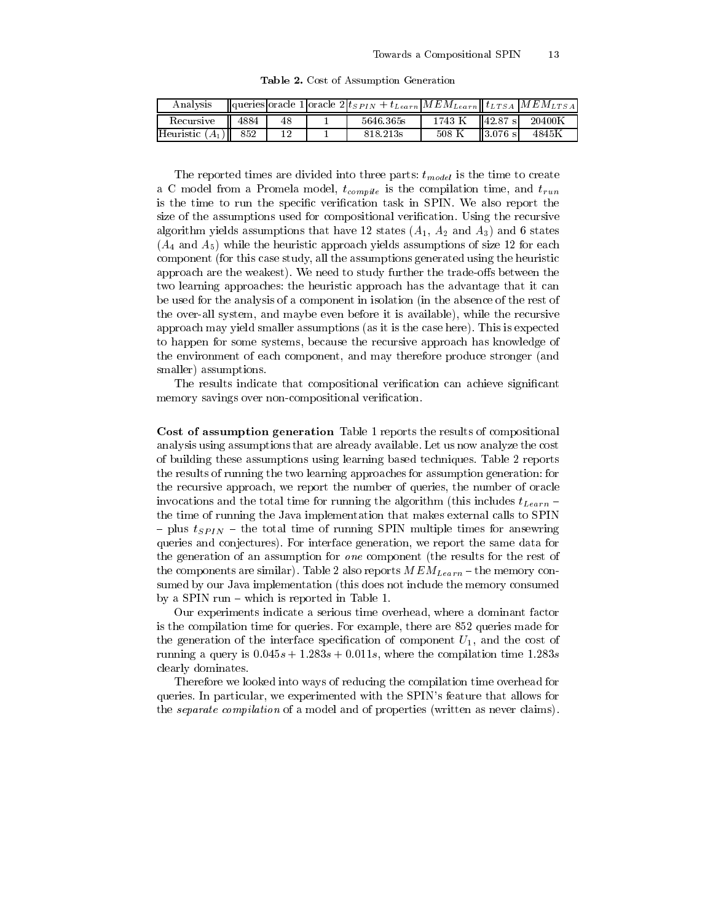**Table 2.** Cost of Assumption Generation

| Analysis | queries | oracle 1 | oracle 2 | $t_{SPIN} + t_{Learn}$ | $MEM_{Learn}$ | $t_{LTSA}$ | $MEM_{LTSA}$ |
|---|---|---|---|---|---|---|---|
| Recursive | 4884 | 48 | 1 | 5646.365s | 1743 K | 42.87 s | 20400K |
| Heuristic ($A_1$) | 852 | 12 | 1 | 818.213s | 508 K | 3.076 s | 4845K |

The reported times are divided into three parts: $t_{model}$ is the time to create a C model from a Promela model, $t_{compile}$ is the compilation time, and $t_{run}$ is the time to run the specific verification task in SPIN. We also report the size of the assumptions used for compositional verification. Using the recursive algorithm yields assumptions that have 12 states ($A_1$, $A_2$ and $A_3$) and 6 states ($A_4$ and $A_5$) while the heuristic approach yields assumptions of size 12 for each component (for this case study, all the assumptions generated using the heuristic approach are the weakest). We need to study further the trade-offs between the two learning approaches: the heuristic approach has the advantage that it can be used for the analysis of a component in isolation (in the absence of the rest of the over-all system, and maybe even before it is available), while the recursive approach may yield smaller assumptions (as it is the case here). This is expected to happen for some systems, because the recursive approach has knowledge of the environment of each component, and may therefore produce stronger (and smaller) assumptions.

The results indicate that compositional verification can achieve significant memory savings over non-compositional verification.

**Cost of assumption generation** Table 1 reports the results of compositional analysis using assumptions that are already available. Let us now analyze the cost of building these assumptions using learning based techniques. Table 2 reports the results of running the two learning approaches for assumption generation: for the recursive approach, we report the number of queries, the number of oracle invocations and the total time for running the algorithm (this includes $t_{Learn}$ – the time of running the Java implementation that makes external calls to SPIN – plus $t_{SPIN}$ – the total time of running SPIN multiple times for ansewring queries and conjectures). For interface generation, we report the same data for the generation of an assumption for *one* component (the results for the rest of the components are similar). Table 2 also reports $MEM_{Learn}$ – the memory consumed by our Java implementation (this does not include the memory consumed by a SPIN run – which is reported in Table 1.

Our experiments indicate a serious time overhead, where a dominant factor is the compilation time for queries. For example, there are 852 queries made for the generation of the interface specification of component $U_1$, and the cost of running a query is $0.045s + 1.283s + 0.011s$, where the compilation time $1.283s$ clearly dominates.

Therefore we looked into ways of reducing the compilation time overhead for queries. In particular, we experimented with the SPIN's feature that allows for the *separate compilation* of a model and of properties (written as never claims).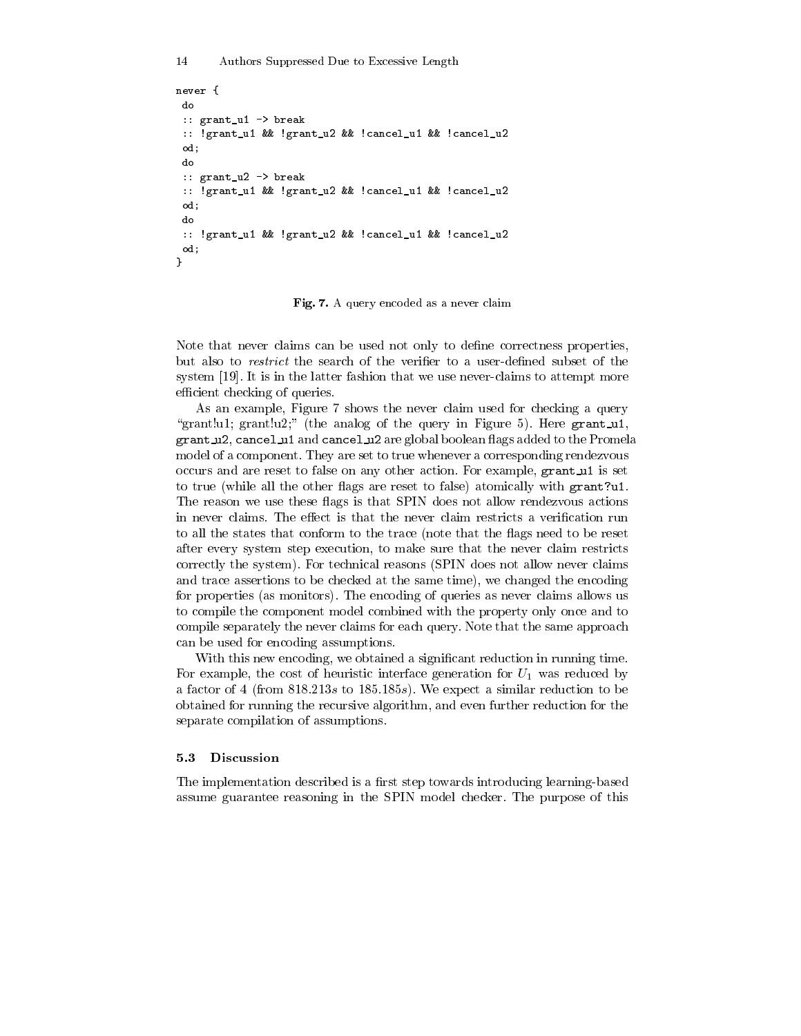```
never {
 do
 :: grant_u1 -> break
 :: !grant_u1 && !grant_u2 && !cancel_u1 && !cancel_u2
 od;
 do
 :: grant_u2 -> break
 :: !grant_u1 && !grant_u2 && !cancel_u1 && !cancel_u2
 od;
 do
 :: !grant_u1 && !grant_u2 && !cancel_u1 && !cancel_u2
 od;
}
```

**Fig. 7.** A query encoded as a never claim

Note that never claims can be used not only to define correctness properties, but also to *restrict* the search of the verifier to a user-defined subset of the system [19]. It is in the latter fashion that we use never-claims to attempt more efficient checking of queries.

As an example, Figure 7 shows the never claim used for checking a query "grant!u1; grant!u2;" (the analog of the query in Figure 5). Here `grant_u1`, `grant_u2`, `cancel_u1` and `cancel_u2` are global boolean flags added to the Promela model of a component. They are set to true whenever a corresponding rendezvous occurs and are reset to false on any other action. For example, `grant_u1` is set to true (while all the other flags are reset to false) atomically with `grant?u1`. The reason we use these flags is that SPIN does not allow rendezvous actions in never claims. The effect is that the never claim restricts a verification run to all the states that conform to the trace (note that the flags need to be reset after every system step execution, to make sure that the never claim restricts correctly the system). For technical reasons (SPIN does not allow never claims and trace assertions to be checked at the same time), we changed the encoding for properties (as monitors). The encoding of queries as never claims allows us to compile the component model combined with the property only once and to compile separately the never claims for each query. Note that the same approach can be used for encoding assumptions.

With this new encoding, we obtained a significant reduction in running time. For example, the cost of heuristic interface generation for $U_1$ was reduced by a factor of 4 (from $818.213s$ to $185.185s$). We expect a similar reduction to be obtained for running the recursive algorithm, and even further reduction for the separate compilation of assumptions.

### 5.3 Discussion

The implementation described is a first step towards introducing learning-based assume guarantee reasoning in the SPIN model checker. The purpose of this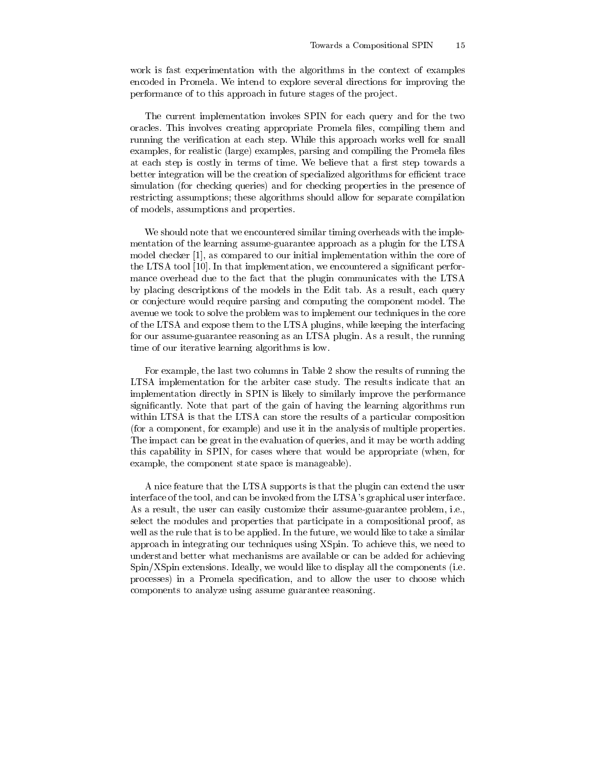work is fast experimentation with the algorithms in the context of examples encoded in Promela. We intend to explore several directions for improving the performance of to this approach in future stages of the project.

The current implementation invokes SPIN for each query and for the two oracles. This involves creating appropriate Promela files, compiling them and running the verification at each step. While this approach works well for small examples, for realistic (large) examples, parsing and compiling the Promela files at each step is costly in terms of time. We believe that a first step towards a better integration will be the creation of specialized algorithms for efficient trace simulation (for checking queries) and for checking properties in the presence of restricting assumptions; these algorithms should allow for separate compilation of models, assumptions and properties.

We should note that we encountered similar timing overheads with the implementation of the learning assume-guarantee approach as a plugin for the LTSA model checker [1], as compared to our initial implementation within the core of the LTSA tool [10]. In that implementation, we encountered a significant performance overhead due to the fact that the plugin communicates with the LTSA by placing descriptions of the models in the Edit tab. As a result, each query or conjecture would require parsing and computing the component model. The avenue we took to solve the problem was to implement our techniques in the core of the LTSA and expose them to the LTSA plugins, while keeping the interfacing for our assume-guarantee reasoning as an LTSA plugin. As a result, the running time of our iterative learning algorithms is low.

For example, the last two columns in Table 2 show the results of running the LTSA implementation for the arbiter case study. The results indicate that an implementation directly in SPIN is likely to similarly improve the performance significantly. Note that part of the gain of having the learning algorithms run within LTSA is that the LTSA can store the results of a particular composition (for a component, for example) and use it in the analysis of multiple properties. The impact can be great in the evaluation of queries, and it may be worth adding this capability in SPIN, for cases where that would be appropriate (when, for example, the component state space is manageable).

A nice feature that the LTSA supports is that the plugin can extend the user interface of the tool, and can be invoked from the LTSA's graphical user interface. As a result, the user can easily customize their assume-guarantee problem, i.e., select the modules and properties that participate in a compositional proof, as well as the rule that is to be applied. In the future, we would like to take a similar approach in integrating our techniques using XSpin. To achieve this, we need to understand better what mechanisms are available or can be added for achieving Spin/XSpin extensions. Ideally, we would like to display all the components (i.e. processes) in a Promela specification, and to allow the user to choose which components to analyze using assume guarantee reasoning.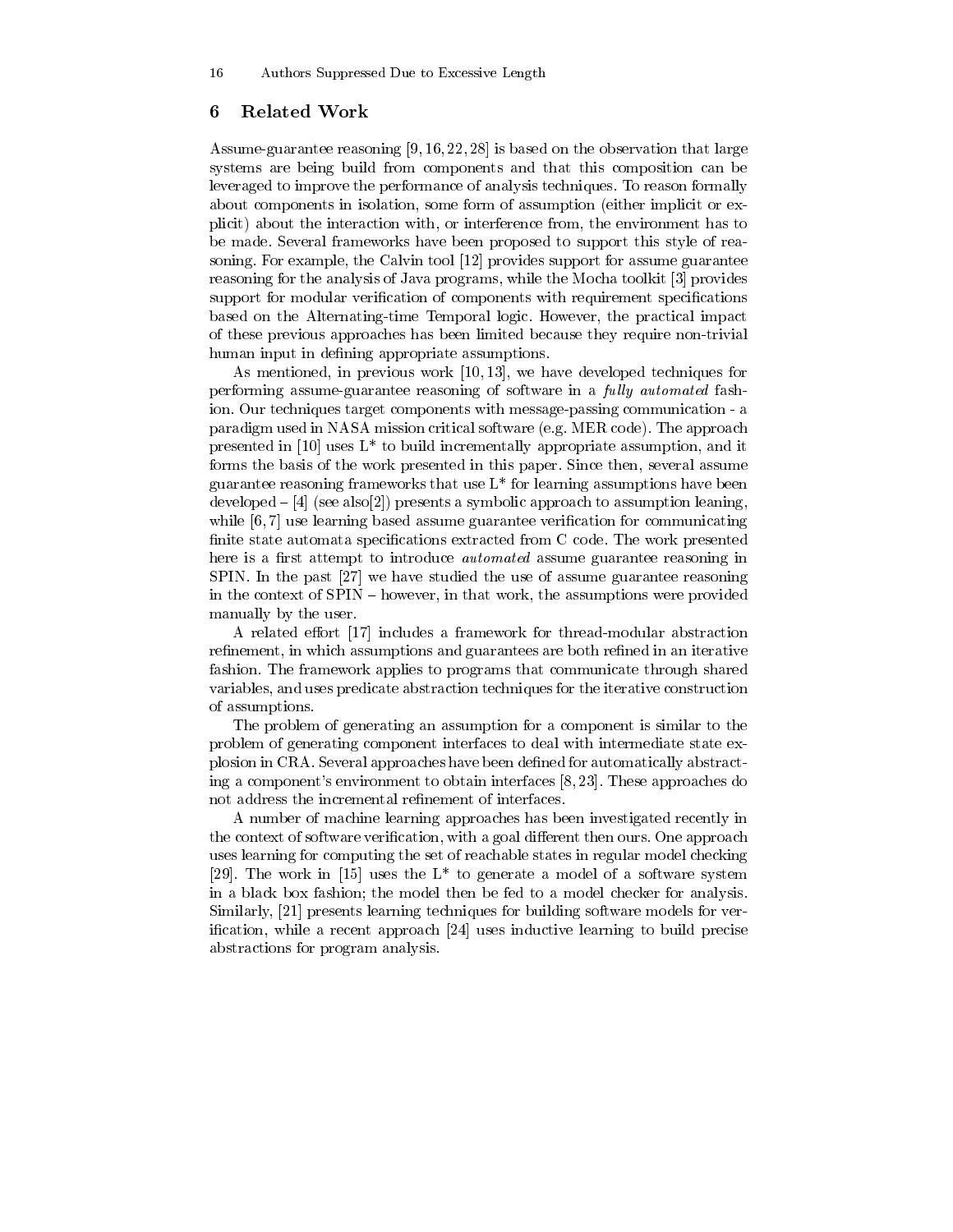## 6 Related Work

Assume-guarantee reasoning [9, 16, 22, 28] is based on the observation that large systems are being build from components and that this composition can be leveraged to improve the performance of analysis techniques. To reason formally about components in isolation, some form of assumption (either implicit or explicit) about the interaction with, or interference from, the environment has to be made. Several frameworks have been proposed to support this style of reasoning. For example, the Calvin tool [12] provides support for assume guarantee reasoning for the analysis of Java programs, while the Mocha toolkit [3] provides support for modular verification of components with requirement specifications based on the Alternating-time Temporal logic. However, the practical impact of these previous approaches has been limited because they require non-trivial human input in defining appropriate assumptions.

As mentioned, in previous work [10, 13], we have developed techniques for performing assume-guarantee reasoning of software in a *fully automated* fashion. Our techniques target components with message-passing communication - a paradigm used in NASA mission critical software (e.g. MER code). The approach presented in [10] uses L* to build incrementally appropriate assumption, and it forms the basis of the work presented in this paper. Since then, several assume guarantee reasoning frameworks that use L* for learning assumptions have been developed – [4] (see also[2]) presents a symbolic approach to assumption leaning, while [6, 7] use learning based assume guarantee verification for communicating finite state automata specifications extracted from C code. The work presented here is a first attempt to introduce *automated* assume guarantee reasoning in SPIN. In the past [27] we have studied the use of assume guarantee reasoning in the context of SPIN – however, in that work, the assumptions were provided manually by the user.

A related effort [17] includes a framework for thread-modular abstraction refinement, in which assumptions and guarantees are both refined in an iterative fashion. The framework applies to programs that communicate through shared variables, and uses predicate abstraction techniques for the iterative construction of assumptions.

The problem of generating an assumption for a component is similar to the problem of generating component interfaces to deal with intermediate state explosion in CRA. Several approaches have been defined for automatically abstracting a component's environment to obtain interfaces [8, 23]. These approaches do not address the incremental refinement of interfaces.

A number of machine learning approaches has been investigated recently in the context of software verification, with a goal different then ours. One approach uses learning for computing the set of reachable states in regular model checking [29]. The work in [15] uses the L* to generate a model of a software system in a black box fashion; the model then be fed to a model checker for analysis. Similarly, [21] presents learning techniques for building software models for verification, while a recent approach [24] uses inductive learning to build precise abstractions for program analysis.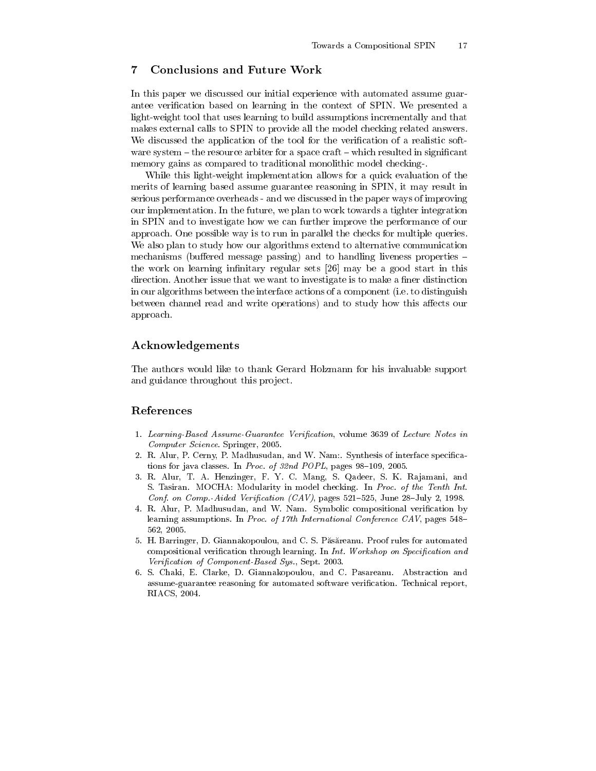## 7 Conclusions and Future Work

In this paper we discussed our initial experience with automated assume guarantee verification based on learning in the context of SPIN. We presented a light-weight tool that uses learning to build assumptions incrementally and that makes external calls to SPIN to provide all the model checking related answers. We discussed the application of the tool for the verification of a realistic software system – the resource arbiter for a space craft – which resulted in significant memory gains as compared to traditional monolithic model checking-.

While this light-weight implementation allows for a quick evaluation of the merits of learning based assume guarantee reasoning in SPIN, it may result in serious performance overheads - and we discussed in the paper ways of improving our implementation. In the future, we plan to work towards a tighter integration in SPIN and to investigate how we can further improve the performance of our approach. One possible way is to run in parallel the checks for multiple queries. We also plan to study how our algorithms extend to alternative communication mechanisms (buffered message passing) and to handling liveness properties – the work on learning infinitary regular sets [26] may be a good start in this direction. Another issue that we want to investigate is to make a finer distinction in our algorithms between the interface actions of a component (i.e. to distinguish between channel read and write operations) and to study how this affects our approach.

## Acknowledgements

The authors would like to thank Gerard Holzmann for his invaluable support and guidance throughout this project.

## References

1. *Learning-Based Assume-Guarantee Verification*, volume 3639 of *Lecture Notes in Computer Science*. Springer, 2005.
2. R. Alur, P. Cerny, P. Madhusudan, and W. Nam:. Synthesis of interface specifications for java classes. In *Proc. of 32nd POPL*, pages 98–109, 2005.
3. R. Alur, T. A. Henzinger, F. Y. C. Mang, S. Qadeer, S. K. Rajamani, and S. Tasiran. MOCHA: Modularity in model checking. In *Proc. of the Tenth Int. Conf. on Comp.-Aided Verification (CAV)*, pages 521–525, June 28–July 2, 1998.
4. R. Alur, P. Madhusudan, and W. Nam. Symbolic compositional verification by learning assumptions. In *Proc. of 17th International Conference CAV*, pages 548–562, 2005.
5. H. Barringer, D. Giannakopoulou, and C. S. Păsăreanu. Proof rules for automated compositional verification through learning. In *Int. Workshop on Specification and Verification of Component-Based Sys.*, Sept. 2003.
6. S. Chaki, E. Clarke, D. Giannakopoulou, and C. Pasareanu. Abstraction and assume-guarantee reasoning for automated software verification. Technical report, RIACS, 2004.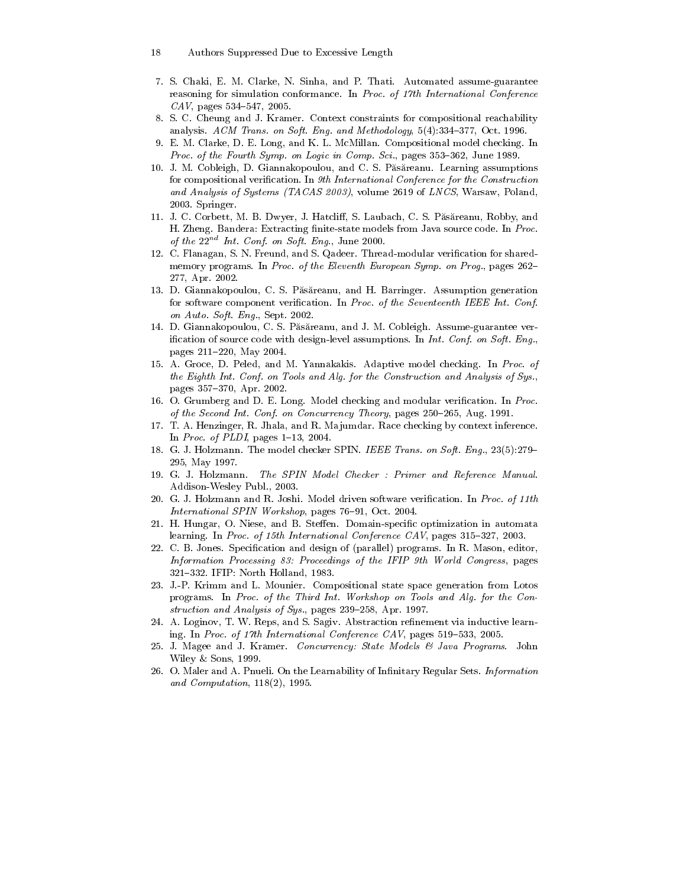7. S. Chaki, E. M. Clarke, N. Sinha, and P. Thati. Automated assume-guarantee reasoning for simulation conformance. In *Proc. of 17th International Conference CAV*, pages 534–547, 2005.
8. S. C. Cheung and J. Kramer. Context constraints for compositional reachability analysis. *ACM Trans. on Soft. Eng. and Methodology*, 5(4):334–377, Oct. 1996.
9. E. M. Clarke, D. E. Long, and K. L. McMillan. Compositional model checking. In *Proc. of the Fourth Symp. on Logic in Comp. Sci.*, pages 353–362, June 1989.
10. J. M. Cobleigh, D. Giannakopoulou, and C. S. Păsăreanu. Learning assumptions for compositional verification. In *9th International Conference for the Construction and Analysis of Systems (TACAS 2003)*, volume 2619 of *LNCS*, Warsaw, Poland, 2003. Springer.
11. J. C. Corbett, M. B. Dwyer, J. Hatcliff, S. Laubach, C. S. Păsăreanu, Robby, and H. Zheng. Bandera: Extracting finite-state models from Java source code. In *Proc. of the* $22^{nd}$ *Int. Conf. on Soft. Eng.*, June 2000.
12. C. Flanagan, S. N. Freund, and S. Qadeer. Thread-modular verification for shared-memory programs. In *Proc. of the Eleventh European Symp. on Prog.*, pages 262–277, Apr. 2002.
13. D. Giannakopoulou, C. S. Păsăreanu, and H. Barringer. Assumption generation for software component verification. In *Proc. of the Seventeenth IEEE Int. Conf. on Auto. Soft. Eng.*, Sept. 2002.
14. D. Giannakopoulou, C. S. Păsăreanu, and J. M. Cobleigh. Assume-guarantee verification of source code with design-level assumptions. In *Int. Conf. on Soft. Eng.*, pages 211–220, May 2004.
15. A. Groce, D. Peled, and M. Yannakakis. Adaptive model checking. In *Proc. of the Eighth Int. Conf. on Tools and Alg. for the Construction and Analysis of Sys.*, pages 357–370, Apr. 2002.
16. O. Grumberg and D. E. Long. Model checking and modular verification. In *Proc. of the Second Int. Conf. on Concurrency Theory*, pages 250–265, Aug. 1991.
17. T. A. Henzinger, R. Jhala, and R. Majumdar. Race checking by context inference. In *Proc. of PLDI*, pages 1–13, 2004.
18. G. J. Holzmann. The model checker SPIN. *IEEE Trans. on Soft. Eng.*, 23(5):279–295, May 1997.
19. G. J. Holzmann. *The SPIN Model Checker : Primer and Reference Manual.* Addison-Wesley Publ., 2003.
20. G. J. Holzmann and R. Joshi. Model driven software verification. In *Proc. of 11th International SPIN Workshop*, pages 76–91, Oct. 2004.
21. H. Hungar, O. Niese, and B. Steffen. Domain-specific optimization in automata learning. In *Proc. of 15th International Conference CAV*, pages 315–327, 2003.
22. C. B. Jones. Specification and design of (parallel) programs. In R. Mason, editor, *Information Processing 83: Proceedings of the IFIP 9th World Congress*, pages 321–332. IFIP: North Holland, 1983.
23. J.-P. Krimm and L. Mounier. Compositional state space generation from Lotos programs. In *Proc. of the Third Int. Workshop on Tools and Alg. for the Construction and Analysis of Sys.*, pages 239–258, Apr. 1997.
24. A. Loginov, T. W. Reps, and S. Sagiv. Abstraction refinement via inductive learning. In *Proc. of 17th International Conference CAV*, pages 519–533, 2005.
25. J. Magee and J. Kramer. *Concurrency: State Models & Java Programs*. John Wiley & Sons, 1999.
26. O. Maler and A. Pnueli. On the Learnability of Infinitary Regular Sets. *Information and Computation*, 118(2), 1995.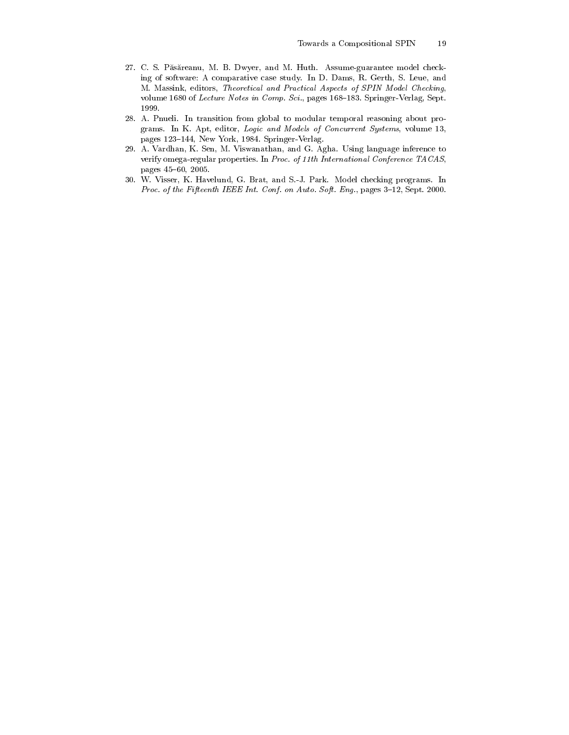27. C. S. Păsăreanu, M. B. Dwyer, and M. Huth. Assume-guarantee model checking of software: A comparative case study. In D. Dams, R. Gerth, S. Leue, and M. Massink, editors, *Theoretical and Practical Aspects of SPIN Model Checking*, volume 1680 of *Lecture Notes in Comp. Sci.*, pages 168–183. Springer-Verlag, Sept. 1999.
28. A. Pnueli. In transition from global to modular temporal reasoning about programs. In K. Apt, editor, *Logic and Models of Concurrent Systems*, volume 13, pages 123–144, New York, 1984. Springer-Verlag.
29. A. Vardhan, K. Sen, M. Viswanathan, and G. Agha. Using language inference to verify omega-regular properties. In *Proc. of 11th International Conference TACAS*, pages 45–60, 2005.
30. W. Visser, K. Havelund, G. Brat, and S.-J. Park. Model checking programs. In *Proc. of the Fifteenth IEEE Int. Conf. on Auto. Soft. Eng.*, pages 3–12, Sept. 2000.